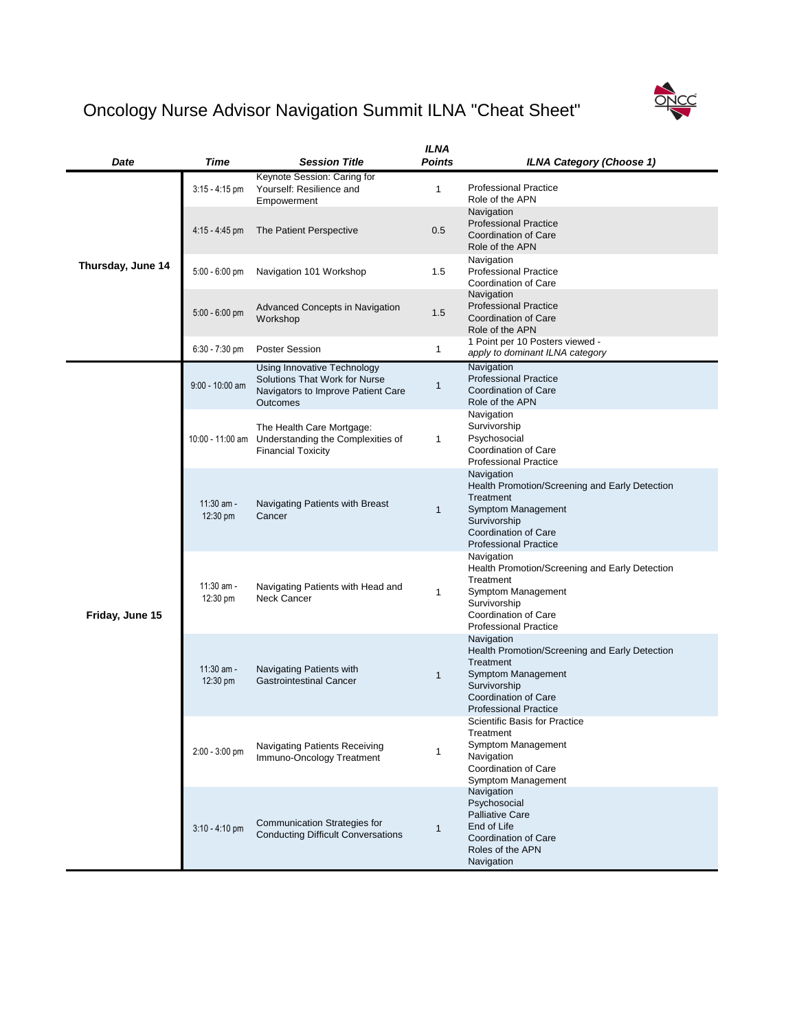# Oncology Nurse Advisor Navigation Summit ILNA "Cheat Sheet"

| *Date* | *Time* | *Session Title* | *ILNA Points* | *ILNA Category (Choose 1)* |
|---|---|---|---|---|
| **Thursday, June 14** | 3:15 - 4:15 pm | Keynote Session: Caring for Yourself: Resilience and Empowerment | 1 | Professional Practice<br>Role of the APN |
| | 4:15 - 4:45 pm | The Patient Perspective | 0.5 | Navigation<br>Professional Practice<br>Coordination of Care<br>Role of the APN |
| | 5:00 - 6:00 pm | Navigation 101 Workshop | 1.5 | Navigation<br>Professional Practice<br>Coordination of Care |
| | 5:00 - 6:00 pm | Advanced Concepts in Navigation Workshop | 1.5 | Navigation<br>Professional Practice<br>Coordination of Care<br>Role of the APN |
| | 6:30 - 7:30 pm | Poster Session | 1 | 1 Point per 10 Posters viewed - *apply to dominant ILNA category* |
| **Friday, June 15** | 9:00 - 10:00 am | Using Innovative Technology Solutions That Work for Nurse Navigators to Improve Patient Care Outcomes | 1 | Navigation<br>Professional Practice<br>Coordination of Care<br>Role of the APN |
| | 10:00 - 11:00 am | The Health Care Mortgage: Understanding the Complexities of Financial Toxicity | 1 | Navigation<br>Survivorship<br>Psychosocial<br>Coordination of Care<br>Professional Practice |
| | 11:30 am - 12:30 pm | Navigating Patients with Breast Cancer | 1 | Navigation<br>Health Promotion/Screening and Early Detection<br>Treatment<br>Symptom Management<br>Survivorship<br>Coordination of Care<br>Professional Practice |
| | 11:30 am - 12:30 pm | Navigating Patients with Head and Neck Cancer | 1 | Navigation<br>Health Promotion/Screening and Early Detection<br>Treatment<br>Symptom Management<br>Survivorship<br>Coordination of Care<br>Professional Practice |
| | 11:30 am - 12:30 pm | Navigating Patients with Gastrointestinal Cancer | 1 | Navigation<br>Health Promotion/Screening and Early Detection<br>Treatment<br>Symptom Management<br>Survivorship<br>Coordination of Care<br>Professional Practice |
| | 2:00 - 3:00 pm | Navigating Patients Receiving Immuno-Oncology Treatment | 1 | Scientific Basis for Practice<br>Treatment<br>Symptom Management<br>Navigation<br>Coordination of Care<br>Symptom Management |
| | 3:10 - 4:10 pm | Communication Strategies for Conducting Difficult Conversations | 1 | Navigation<br>Psychosocial<br>Palliative Care<br>End of Life<br>Coordination of Care<br>Roles of the APN<br>Navigation |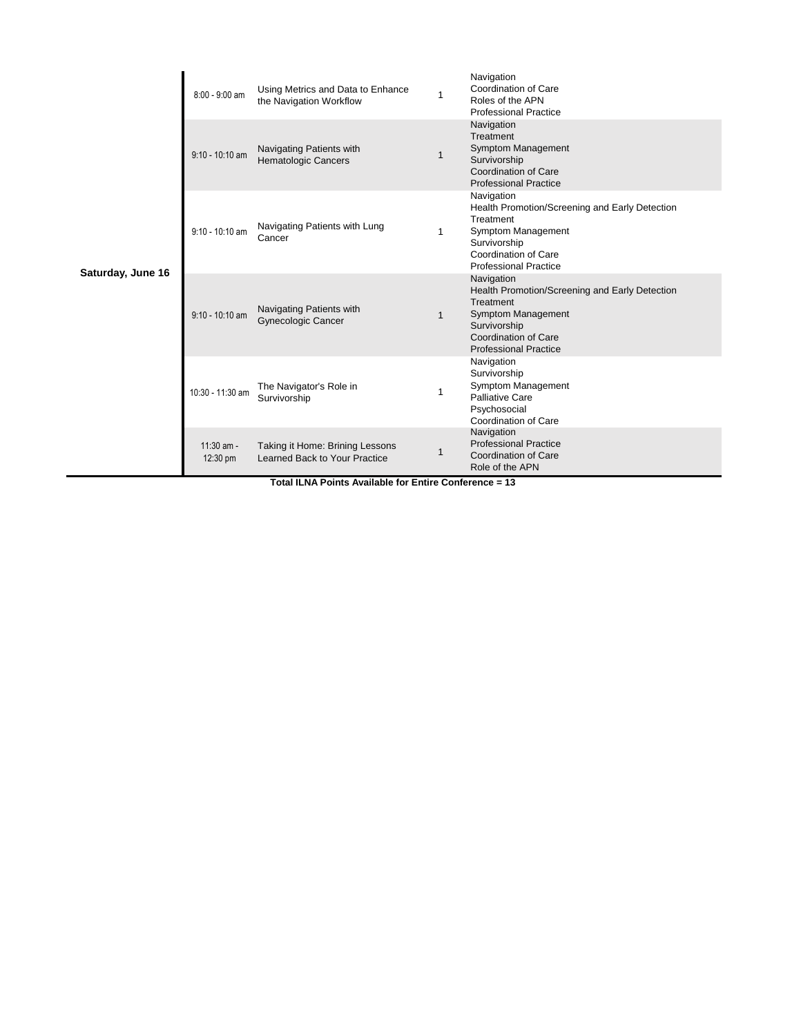| | | | | |
|---|---|---|---|---|
| Saturday, June 16 | 8:00 - 9:00 am | Using Metrics and Data to Enhance the Navigation Workflow | 1 | Navigation<br>Coordination of Care<br>Roles of the APN<br>Professional Practice |
| | 9:10 - 10:10 am | Navigating Patients with Hematologic Cancers | 1 | Navigation<br>Treatment<br>Symptom Management<br>Survivorship<br>Coordination of Care<br>Professional Practice |
| | 9:10 - 10:10 am | Navigating Patients with Lung Cancer | 1 | Navigation<br>Health Promotion/Screening and Early Detection<br>Treatment<br>Symptom Management<br>Survivorship<br>Coordination of Care<br>Professional Practice |
| | 9:10 - 10:10 am | Navigating Patients with Gynecologic Cancer | 1 | Navigation<br>Health Promotion/Screening and Early Detection<br>Treatment<br>Symptom Management<br>Survivorship<br>Coordination of Care<br>Professional Practice |
| | 10:30 - 11:30 am | The Navigator's Role in Survivorship | 1 | Navigation<br>Survivorship<br>Symptom Management<br>Palliative Care<br>Psychosocial<br>Coordination of Care |
| | 11:30 am - 12:30 pm | Taking it Home: Brining Lessons Learned Back to Your Practice | 1 | Navigation<br>Professional Practice<br>Coordination of Care<br>Role of the APN |

**Total ILNA Points Available for Entire Conference = 13**